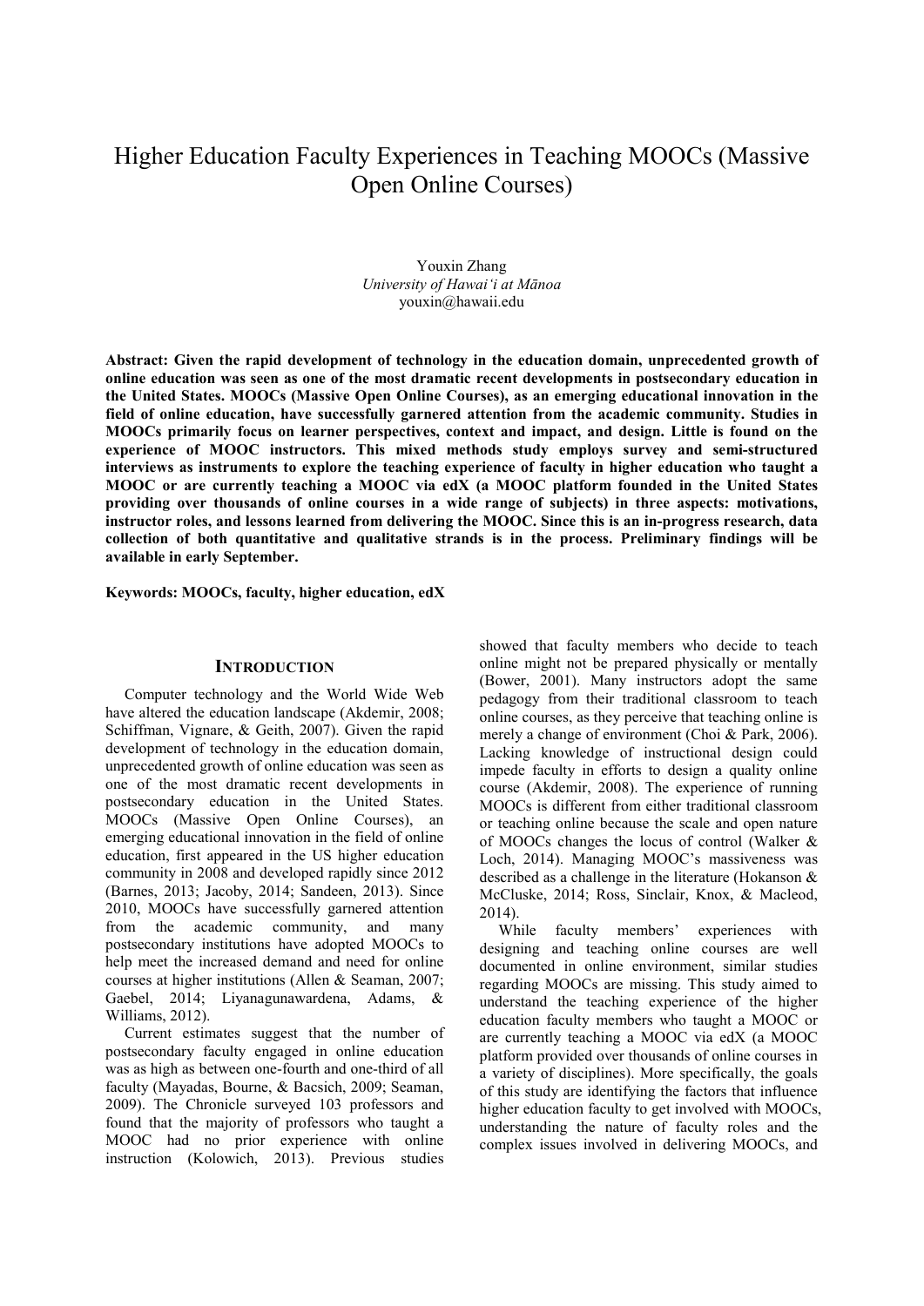# Higher Education Faculty Experiences in Teaching MOOCs (Massive Open Online Courses)

Youxin Zhang
*University of Hawai'i at Mānoa*
youxin@hawaii.edu

**Abstract: Given the rapid development of technology in the education domain, unprecedented growth of online education was seen as one of the most dramatic recent developments in postsecondary education in the United States. MOOCs (Massive Open Online Courses), as an emerging educational innovation in the field of online education, have successfully garnered attention from the academic community. Studies in MOOCs primarily focus on learner perspectives, context and impact, and design. Little is found on the experience of MOOC instructors. This mixed methods study employs survey and semi-structured interviews as instruments to explore the teaching experience of faculty in higher education who taught a MOOC or are currently teaching a MOOC via edX (a MOOC platform founded in the United States providing over thousands of online courses in a wide range of subjects) in three aspects: motivations, instructor roles, and lessons learned from delivering the MOOC. Since this is an in-progress research, data collection of both quantitative and qualitative strands is in the process. Preliminary findings will be available in early September.**

**Keywords: MOOCs, faculty, higher education, edX**

## INTRODUCTION

Computer technology and the World Wide Web have altered the education landscape (Akdemir, 2008; Schiffman, Vignare, & Geith, 2007). Given the rapid development of technology in the education domain, unprecedented growth of online education was seen as one of the most dramatic recent developments in postsecondary education in the United States. MOOCs (Massive Open Online Courses), an emerging educational innovation in the field of online education, first appeared in the US higher education community in 2008 and developed rapidly since 2012 (Barnes, 2013; Jacoby, 2014; Sandeen, 2013). Since 2010, MOOCs have successfully garnered attention from the academic community, and many postsecondary institutions have adopted MOOCs to help meet the increased demand and need for online courses at higher institutions (Allen & Seaman, 2007; Gaebel, 2014; Liyanagunawardena, Adams, & Williams, 2012).

Current estimates suggest that the number of postsecondary faculty engaged in online education was as high as between one-fourth and one-third of all faculty (Mayadas, Bourne, & Bacsich, 2009; Seaman, 2009). The Chronicle surveyed 103 professors and found that the majority of professors who taught a MOOC had no prior experience with online instruction (Kolowich, 2013). Previous studies showed that faculty members who decide to teach online might not be prepared physically or mentally (Bower, 2001). Many instructors adopt the same pedagogy from their traditional classroom to teach online courses, as they perceive that teaching online is merely a change of environment (Choi & Park, 2006). Lacking knowledge of instructional design could impede faculty in efforts to design a quality online course (Akdemir, 2008). The experience of running MOOCs is different from either traditional classroom or teaching online because the scale and open nature of MOOCs changes the locus of control (Walker & Loch, 2014). Managing MOOC's massiveness was described as a challenge in the literature (Hokanson & McCluske, 2014; Ross, Sinclair, Knox, & Macleod, 2014).

While faculty members' experiences with designing and teaching online courses are well documented in online environment, similar studies regarding MOOCs are missing. This study aimed to understand the teaching experience of the higher education faculty members who taught a MOOC or are currently teaching a MOOC via edX (a MOOC platform provided over thousands of online courses in a variety of disciplines). More specifically, the goals of this study are identifying the factors that influence higher education faculty to get involved with MOOCs, understanding the nature of faculty roles and the complex issues involved in delivering MOOCs, and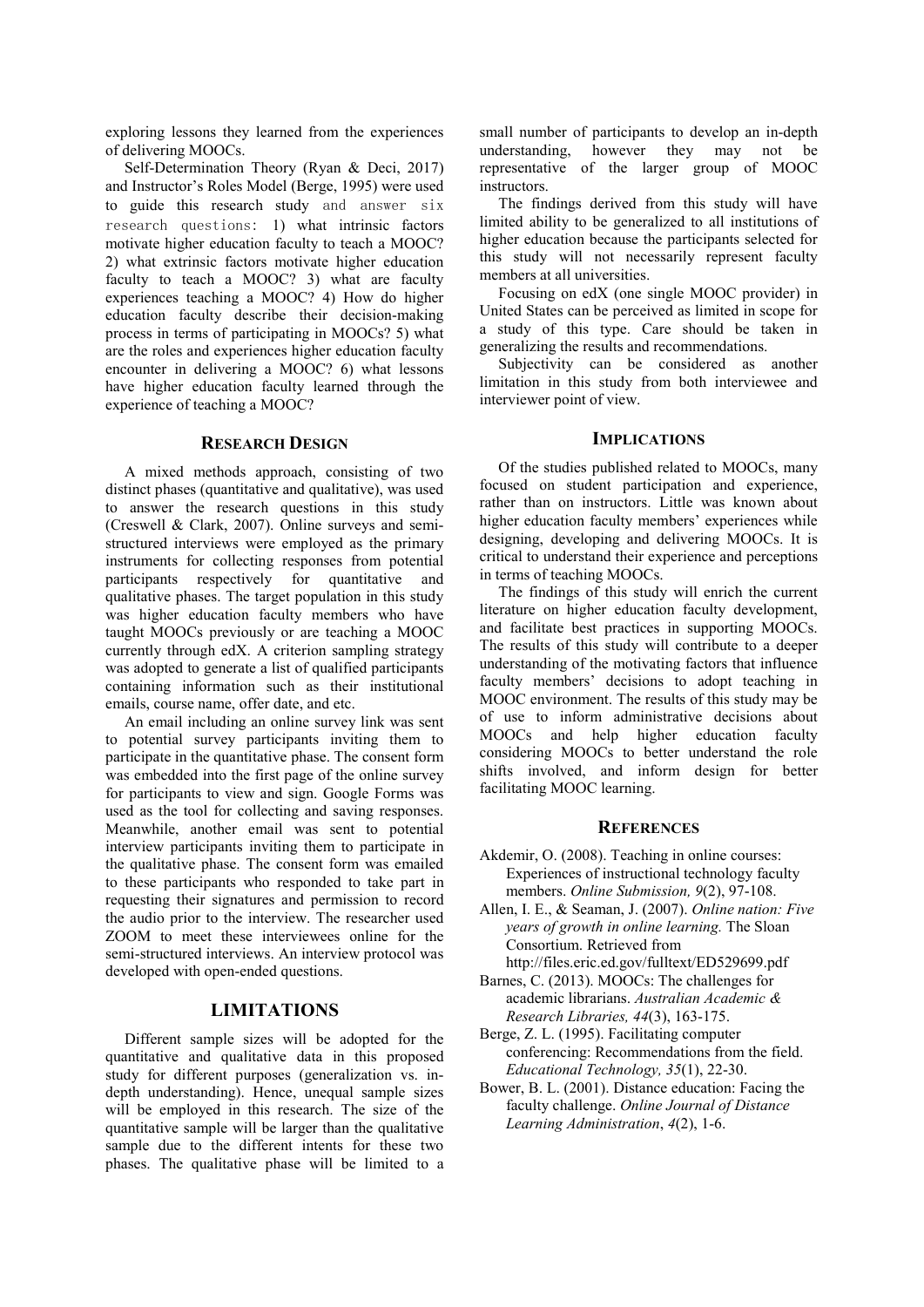exploring lessons they learned from the experiences of delivering MOOCs.

Self-Determination Theory (Ryan & Deci, 2017) and Instructor's Roles Model (Berge, 1995) were used to guide this research study and answer six research questions: 1) what intrinsic factors motivate higher education faculty to teach a MOOC? 2) what extrinsic factors motivate higher education faculty to teach a MOOC? 3) what are faculty experiences teaching a MOOC? 4) How do higher education faculty describe their decision-making process in terms of participating in MOOCs? 5) what are the roles and experiences higher education faculty encounter in delivering a MOOC? 6) what lessons have higher education faculty learned through the experience of teaching a MOOC?

## RESEARCH DESIGN

A mixed methods approach, consisting of two distinct phases (quantitative and qualitative), was used to answer the research questions in this study (Creswell & Clark, 2007). Online surveys and semi-structured interviews were employed as the primary instruments for collecting responses from potential participants respectively for quantitative and qualitative phases. The target population in this study was higher education faculty members who have taught MOOCs previously or are teaching a MOOC currently through edX. A criterion sampling strategy was adopted to generate a list of qualified participants containing information such as their institutional emails, course name, offer date, and etc.

An email including an online survey link was sent to potential survey participants inviting them to participate in the quantitative phase. The consent form was embedded into the first page of the online survey for participants to view and sign. Google Forms was used as the tool for collecting and saving responses. Meanwhile, another email was sent to potential interview participants inviting them to participate in the qualitative phase. The consent form was emailed to these participants who responded to take part in requesting their signatures and permission to record the audio prior to the interview. The researcher used ZOOM to meet these interviewees online for the semi-structured interviews. An interview protocol was developed with open-ended questions.

## LIMITATIONS

Different sample sizes will be adopted for the quantitative and qualitative data in this proposed study for different purposes (generalization vs. in-depth understanding). Hence, unequal sample sizes will be employed in this research. The size of the quantitative sample will be larger than the qualitative sample due to the different intents for these two phases. The qualitative phase will be limited to a small number of participants to develop an in-depth understanding, however they may not be representative of the larger group of MOOC instructors.

The findings derived from this study will have limited ability to be generalized to all institutions of higher education because the participants selected for this study will not necessarily represent faculty members at all universities.

Focusing on edX (one single MOOC provider) in United States can be perceived as limited in scope for a study of this type. Care should be taken in generalizing the results and recommendations.

Subjectivity can be considered as another limitation in this study from both interviewee and interviewer point of view.

## IMPLICATIONS

Of the studies published related to MOOCs, many focused on student participation and experience, rather than on instructors. Little was known about higher education faculty members' experiences while designing, developing and delivering MOOCs. It is critical to understand their experience and perceptions in terms of teaching MOOCs.

The findings of this study will enrich the current literature on higher education faculty development, and facilitate best practices in supporting MOOCs. The results of this study will contribute to a deeper understanding of the motivating factors that influence faculty members' decisions to adopt teaching in MOOC environment. The results of this study may be of use to inform administrative decisions about MOOCs and help higher education faculty considering MOOCs to better understand the role shifts involved, and inform design for better facilitating MOOC learning.

## REFERENCES

Akdemir, O. (2008). Teaching in online courses: Experiences of instructional technology faculty members. *Online Submission, 9*(2), 97-108.

Allen, I. E., & Seaman, J. (2007). *Online nation: Five years of growth in online learning.* The Sloan Consortium. Retrieved from http://files.eric.ed.gov/fulltext/ED529699.pdf

Barnes, C. (2013). MOOCs: The challenges for academic librarians. *Australian Academic & Research Libraries, 44*(3), 163-175.

Berge, Z. L. (1995). Facilitating computer conferencing: Recommendations from the field. *Educational Technology, 35*(1), 22-30.

Bower, B. L. (2001). Distance education: Facing the faculty challenge. *Online Journal of Distance Learning Administration*, *4*(2), 1-6.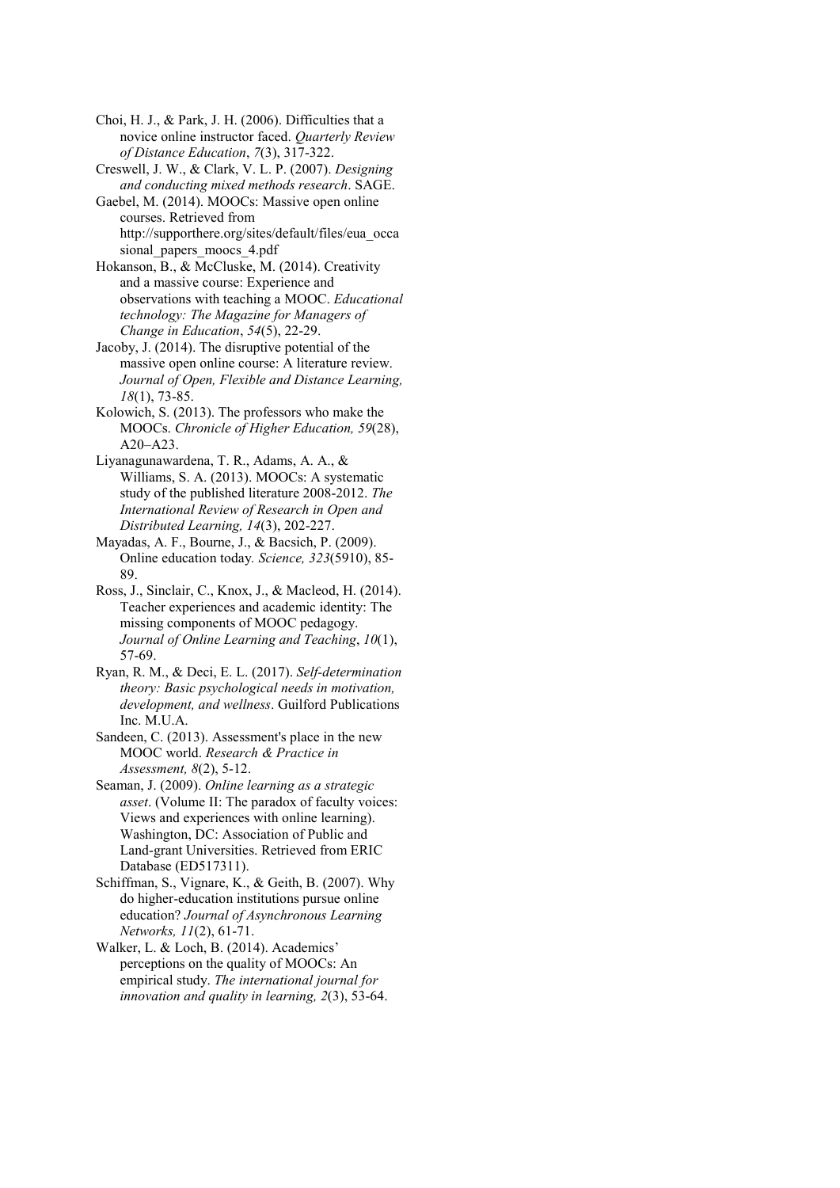Choi, H. J., & Park, J. H. (2006). Difficulties that a novice online instructor faced. *Quarterly Review of Distance Education*, *7*(3), 317-322.

Creswell, J. W., & Clark, V. L. P. (2007). *Designing and conducting mixed methods research*. SAGE.

Gaebel, M. (2014). MOOCs: Massive open online courses. Retrieved from http://supporthere.org/sites/default/files/eua_occasional_papers_moocs_4.pdf

Hokanson, B., & McCluske, M. (2014). Creativity and a massive course: Experience and observations with teaching a MOOC. *Educational technology: The Magazine for Managers of Change in Education*, *54*(5), 22-29.

Jacoby, J. (2014). The disruptive potential of the massive open online course: A literature review. *Journal of Open, Flexible and Distance Learning, 18*(1), 73-85.

Kolowich, S. (2013). The professors who make the MOOCs. *Chronicle of Higher Education, 59*(28), A20–A23.

Liyanagunawardena, T. R., Adams, A. A., & Williams, S. A. (2013). MOOCs: A systematic study of the published literature 2008-2012. *The International Review of Research in Open and Distributed Learning, 14*(3), 202-227.

Mayadas, A. F., Bourne, J., & Bacsich, P. (2009). Online education today. *Science, 323*(5910), 85-89.

Ross, J., Sinclair, C., Knox, J., & Macleod, H. (2014). Teacher experiences and academic identity: The missing components of MOOC pedagogy. *Journal of Online Learning and Teaching*, *10*(1), 57-69.

Ryan, R. M., & Deci, E. L. (2017). *Self-determination theory: Basic psychological needs in motivation, development, and wellness*. Guilford Publications Inc. M.U.A.

Sandeen, C. (2013). Assessment's place in the new MOOC world. *Research & Practice in Assessment, 8*(2), 5-12.

Seaman, J. (2009). *Online learning as a strategic asset*. (Volume II: The paradox of faculty voices: Views and experiences with online learning). Washington, DC: Association of Public and Land-grant Universities. Retrieved from ERIC Database (ED517311).

Schiffman, S., Vignare, K., & Geith, B. (2007). Why do higher-education institutions pursue online education? *Journal of Asynchronous Learning Networks, 11*(2), 61-71.

Walker, L. & Loch, B. (2014). Academics' perceptions on the quality of MOOCs: An empirical study. *The international journal for innovation and quality in learning, 2*(3), 53-64.